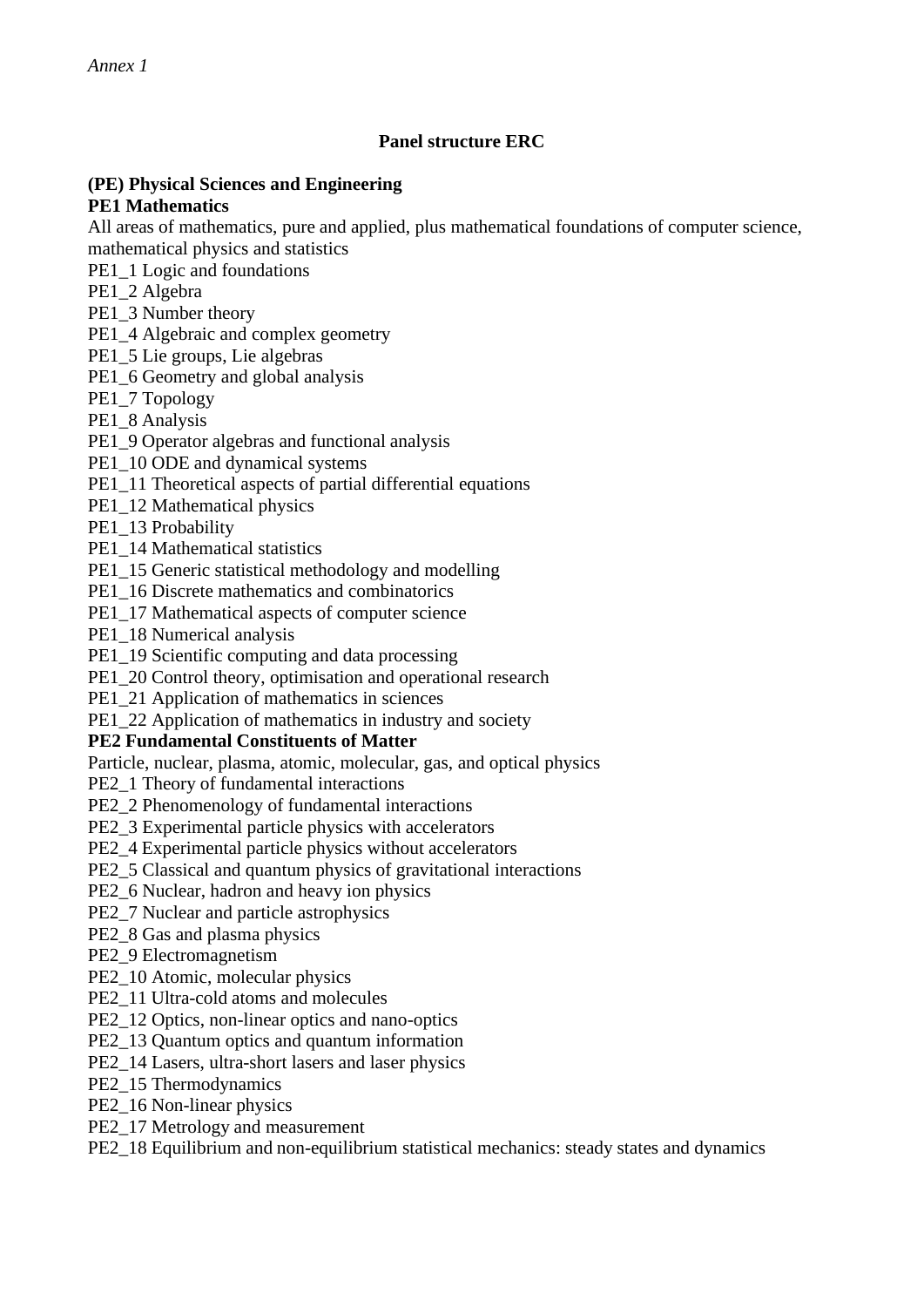*Annex 1*

# Panel structure ERC

## (PE) Physical Sciences and Engineering

### PE1 Mathematics

All areas of mathematics, pure and applied, plus mathematical foundations of computer science, mathematical physics and statistics

PE1_1 Logic and foundations
PE1_2 Algebra
PE1_3 Number theory
PE1_4 Algebraic and complex geometry
PE1_5 Lie groups, Lie algebras
PE1_6 Geometry and global analysis
PE1_7 Topology
PE1_8 Analysis
PE1_9 Operator algebras and functional analysis
PE1_10 ODE and dynamical systems
PE1_11 Theoretical aspects of partial differential equations
PE1_12 Mathematical physics
PE1_13 Probability
PE1_14 Mathematical statistics
PE1_15 Generic statistical methodology and modelling
PE1_16 Discrete mathematics and combinatorics
PE1_17 Mathematical aspects of computer science
PE1_18 Numerical analysis
PE1_19 Scientific computing and data processing
PE1_20 Control theory, optimisation and operational research
PE1_21 Application of mathematics in sciences
PE1_22 Application of mathematics in industry and society

### PE2 Fundamental Constituents of Matter

Particle, nuclear, plasma, atomic, molecular, gas, and optical physics

PE2_1 Theory of fundamental interactions
PE2_2 Phenomenology of fundamental interactions
PE2_3 Experimental particle physics with accelerators
PE2_4 Experimental particle physics without accelerators
PE2_5 Classical and quantum physics of gravitational interactions
PE2_6 Nuclear, hadron and heavy ion physics
PE2_7 Nuclear and particle astrophysics
PE2_8 Gas and plasma physics
PE2_9 Electromagnetism
PE2_10 Atomic, molecular physics
PE2_11 Ultra-cold atoms and molecules
PE2_12 Optics, non-linear optics and nano-optics
PE2_13 Quantum optics and quantum information
PE2_14 Lasers, ultra-short lasers and laser physics
PE2_15 Thermodynamics
PE2_16 Non-linear physics
PE2_17 Metrology and measurement
PE2_18 Equilibrium and non-equilibrium statistical mechanics: steady states and dynamics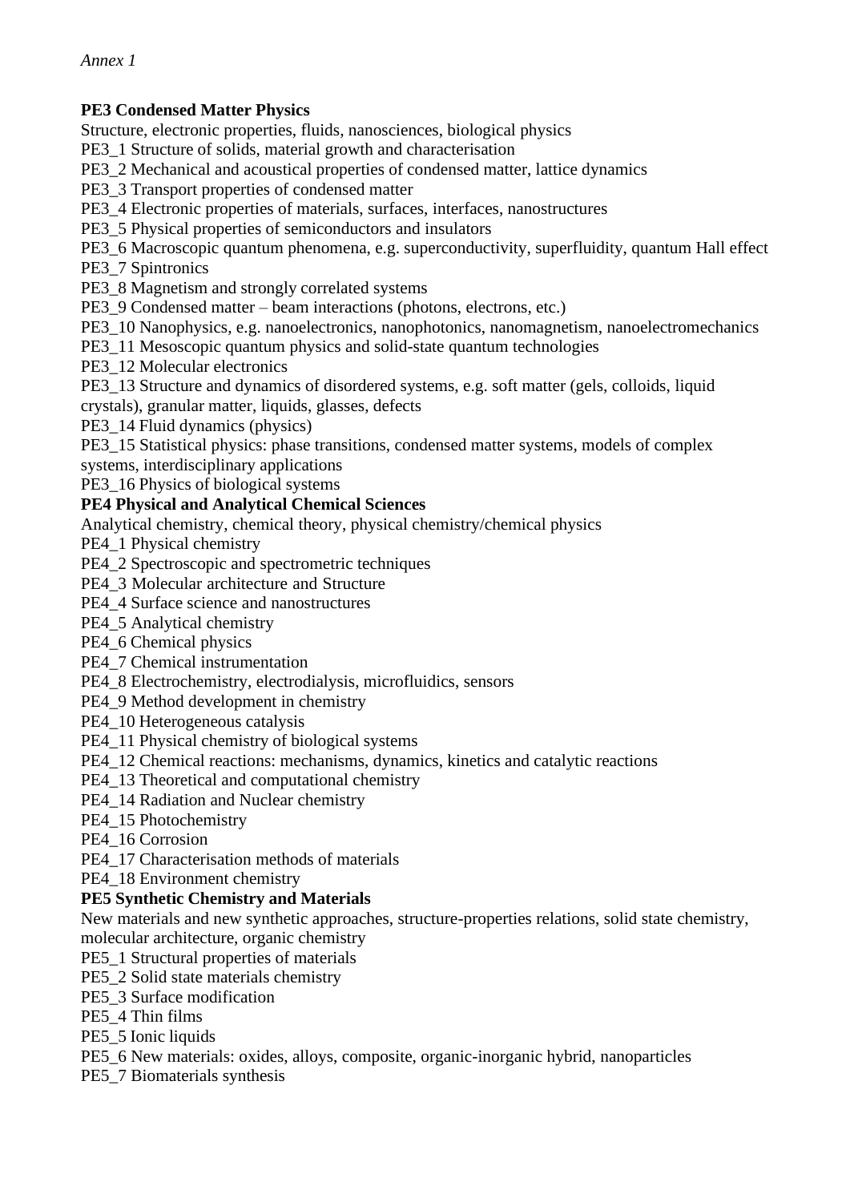*Annex 1*

**PE3 Condensed Matter Physics**

Structure, electronic properties, fluids, nanosciences, biological physics

PE3_1 Structure of solids, material growth and characterisation

PE3_2 Mechanical and acoustical properties of condensed matter, lattice dynamics

PE3_3 Transport properties of condensed matter

PE3_4 Electronic properties of materials, surfaces, interfaces, nanostructures

PE3_5 Physical properties of semiconductors and insulators

PE3_6 Macroscopic quantum phenomena, e.g. superconductivity, superfluidity, quantum Hall effect

PE3_7 Spintronics

PE3_8 Magnetism and strongly correlated systems

PE3_9 Condensed matter – beam interactions (photons, electrons, etc.)

PE3_10 Nanophysics, e.g. nanoelectronics, nanophotonics, nanomagnetism, nanoelectromechanics

PE3_11 Mesoscopic quantum physics and solid-state quantum technologies

PE3_12 Molecular electronics

PE3_13 Structure and dynamics of disordered systems, e.g. soft matter (gels, colloids, liquid crystals), granular matter, liquids, glasses, defects

PE3_14 Fluid dynamics (physics)

PE3_15 Statistical physics: phase transitions, condensed matter systems, models of complex systems, interdisciplinary applications

PE3_16 Physics of biological systems

**PE4 Physical and Analytical Chemical Sciences**

Analytical chemistry, chemical theory, physical chemistry/chemical physics

PE4_1 Physical chemistry

PE4_2 Spectroscopic and spectrometric techniques

PE4_3 Molecular architecture and Structure

PE4_4 Surface science and nanostructures

PE4_5 Analytical chemistry

PE4_6 Chemical physics

PE4_7 Chemical instrumentation

PE4_8 Electrochemistry, electrodialysis, microfluidics, sensors

PE4_9 Method development in chemistry

PE4_10 Heterogeneous catalysis

PE4_11 Physical chemistry of biological systems

PE4_12 Chemical reactions: mechanisms, dynamics, kinetics and catalytic reactions

PE4_13 Theoretical and computational chemistry

PE4_14 Radiation and Nuclear chemistry

PE4_15 Photochemistry

PE4_16 Corrosion

PE4_17 Characterisation methods of materials

PE4_18 Environment chemistry

**PE5 Synthetic Chemistry and Materials**

New materials and new synthetic approaches, structure-properties relations, solid state chemistry, molecular architecture, organic chemistry

PE5_1 Structural properties of materials

PE5_2 Solid state materials chemistry

PE5_3 Surface modification

PE5_4 Thin films

PE5_5 Ionic liquids

PE5_6 New materials: oxides, alloys, composite, organic-inorganic hybrid, nanoparticles

PE5_7 Biomaterials synthesis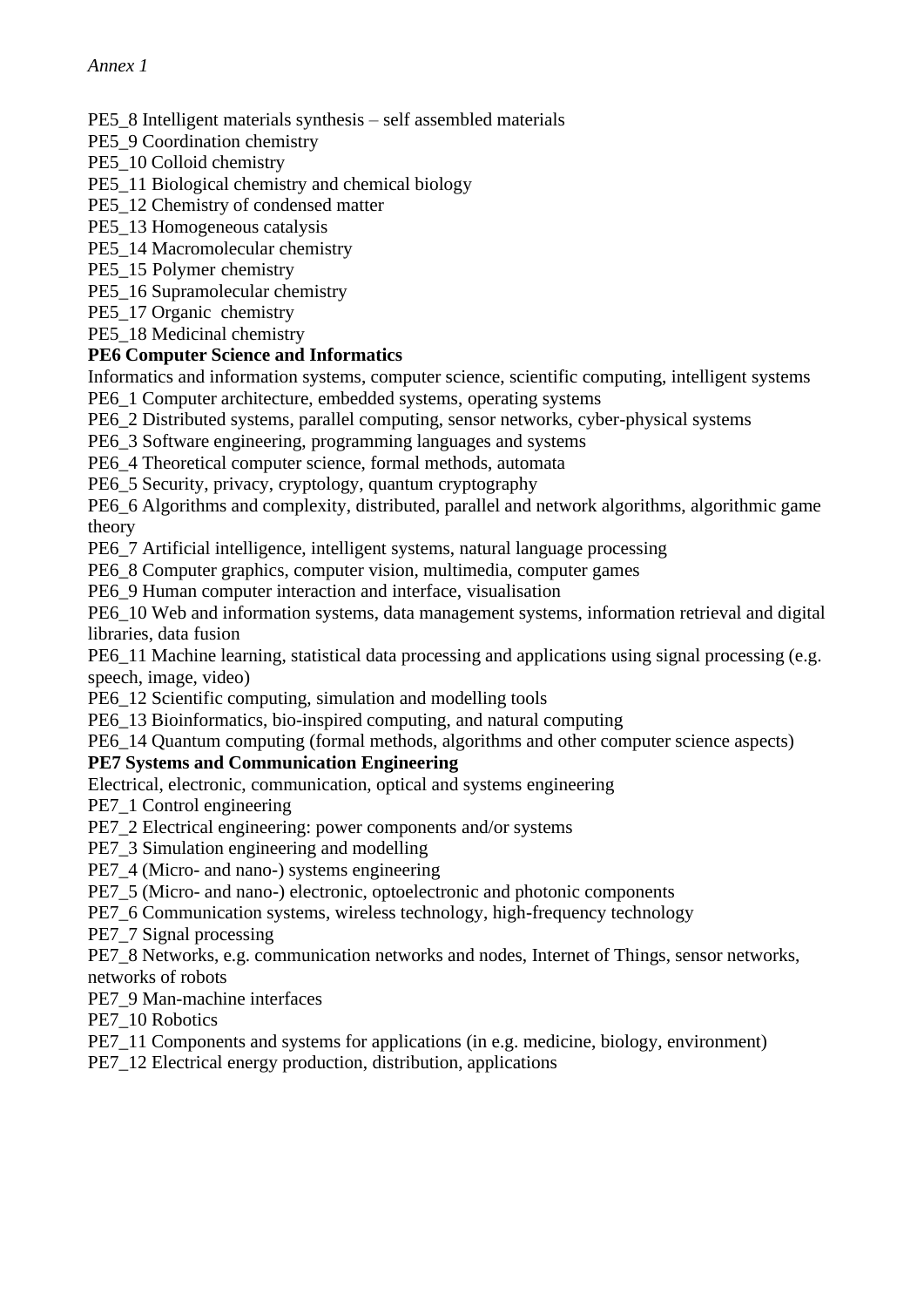*Annex 1*

PE5_8 Intelligent materials synthesis – self assembled materials
PE5_9 Coordination chemistry
PE5_10 Colloid chemistry
PE5_11 Biological chemistry and chemical biology
PE5_12 Chemistry of condensed matter
PE5_13 Homogeneous catalysis
PE5_14 Macromolecular chemistry
PE5_15 Polymer chemistry
PE5_16 Supramolecular chemistry
PE5_17 Organic chemistry
PE5_18 Medicinal chemistry

**PE6 Computer Science and Informatics**

Informatics and information systems, computer science, scientific computing, intelligent systems
PE6_1 Computer architecture, embedded systems, operating systems
PE6_2 Distributed systems, parallel computing, sensor networks, cyber-physical systems
PE6_3 Software engineering, programming languages and systems
PE6_4 Theoretical computer science, formal methods, automata
PE6_5 Security, privacy, cryptology, quantum cryptography
PE6_6 Algorithms and complexity, distributed, parallel and network algorithms, algorithmic game theory
PE6_7 Artificial intelligence, intelligent systems, natural language processing
PE6_8 Computer graphics, computer vision, multimedia, computer games
PE6_9 Human computer interaction and interface, visualisation
PE6_10 Web and information systems, data management systems, information retrieval and digital libraries, data fusion
PE6_11 Machine learning, statistical data processing and applications using signal processing (e.g. speech, image, video)
PE6_12 Scientific computing, simulation and modelling tools
PE6_13 Bioinformatics, bio-inspired computing, and natural computing
PE6_14 Quantum computing (formal methods, algorithms and other computer science aspects)

**PE7 Systems and Communication Engineering**

Electrical, electronic, communication, optical and systems engineering
PE7_1 Control engineering
PE7_2 Electrical engineering: power components and/or systems
PE7_3 Simulation engineering and modelling
PE7_4 (Micro- and nano-) systems engineering
PE7_5 (Micro- and nano-) electronic, optoelectronic and photonic components
PE7_6 Communication systems, wireless technology, high-frequency technology
PE7_7 Signal processing
PE7_8 Networks, e.g. communication networks and nodes, Internet of Things, sensor networks, networks of robots
PE7_9 Man-machine interfaces
PE7_10 Robotics
PE7_11 Components and systems for applications (in e.g. medicine, biology, environment)
PE7_12 Electrical energy production, distribution, applications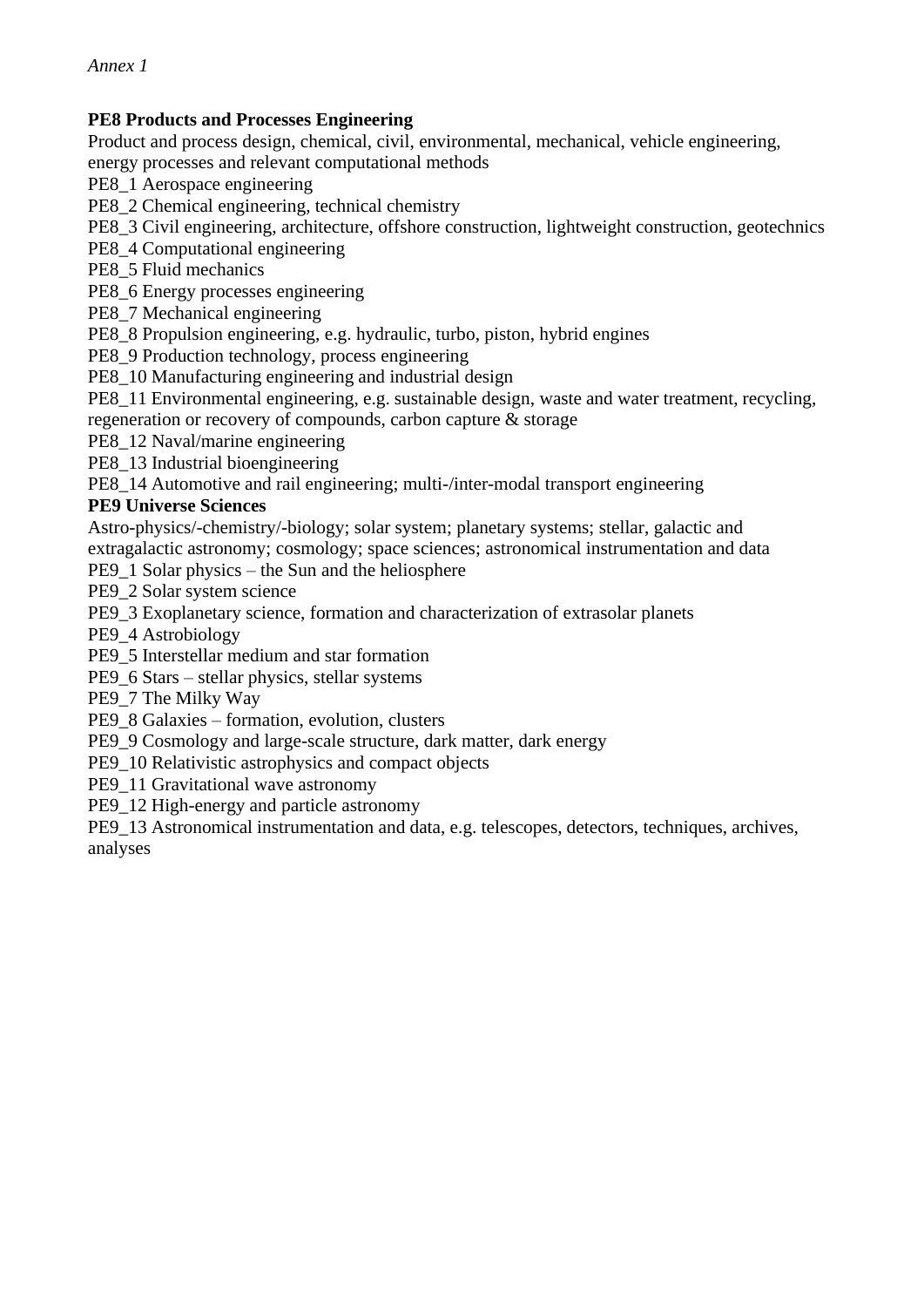*Annex 1*

**PE8 Products and Processes Engineering**

Product and process design, chemical, civil, environmental, mechanical, vehicle engineering, energy processes and relevant computational methods

PE8_1 Aerospace engineering
PE8_2 Chemical engineering, technical chemistry
PE8_3 Civil engineering, architecture, offshore construction, lightweight construction, geotechnics
PE8_4 Computational engineering
PE8_5 Fluid mechanics
PE8_6 Energy processes engineering
PE8_7 Mechanical engineering
PE8_8 Propulsion engineering, e.g. hydraulic, turbo, piston, hybrid engines
PE8_9 Production technology, process engineering
PE8_10 Manufacturing engineering and industrial design
PE8_11 Environmental engineering, e.g. sustainable design, waste and water treatment, recycling, regeneration or recovery of compounds, carbon capture & storage
PE8_12 Naval/marine engineering
PE8_13 Industrial bioengineering
PE8_14 Automotive and rail engineering; multi-/inter-modal transport engineering

**PE9 Universe Sciences**

Astro-physics/-chemistry/-biology; solar system; planetary systems; stellar, galactic and extragalactic astronomy; cosmology; space sciences; astronomical instrumentation and data

PE9_1 Solar physics – the Sun and the heliosphere
PE9_2 Solar system science
PE9_3 Exoplanetary science, formation and characterization of extrasolar planets
PE9_4 Astrobiology
PE9_5 Interstellar medium and star formation
PE9_6 Stars – stellar physics, stellar systems
PE9_7 The Milky Way
PE9_8 Galaxies – formation, evolution, clusters
PE9_9 Cosmology and large-scale structure, dark matter, dark energy
PE9_10 Relativistic astrophysics and compact objects
PE9_11 Gravitational wave astronomy
PE9_12 High-energy and particle astronomy
PE9_13 Astronomical instrumentation and data, e.g. telescopes, detectors, techniques, archives, analyses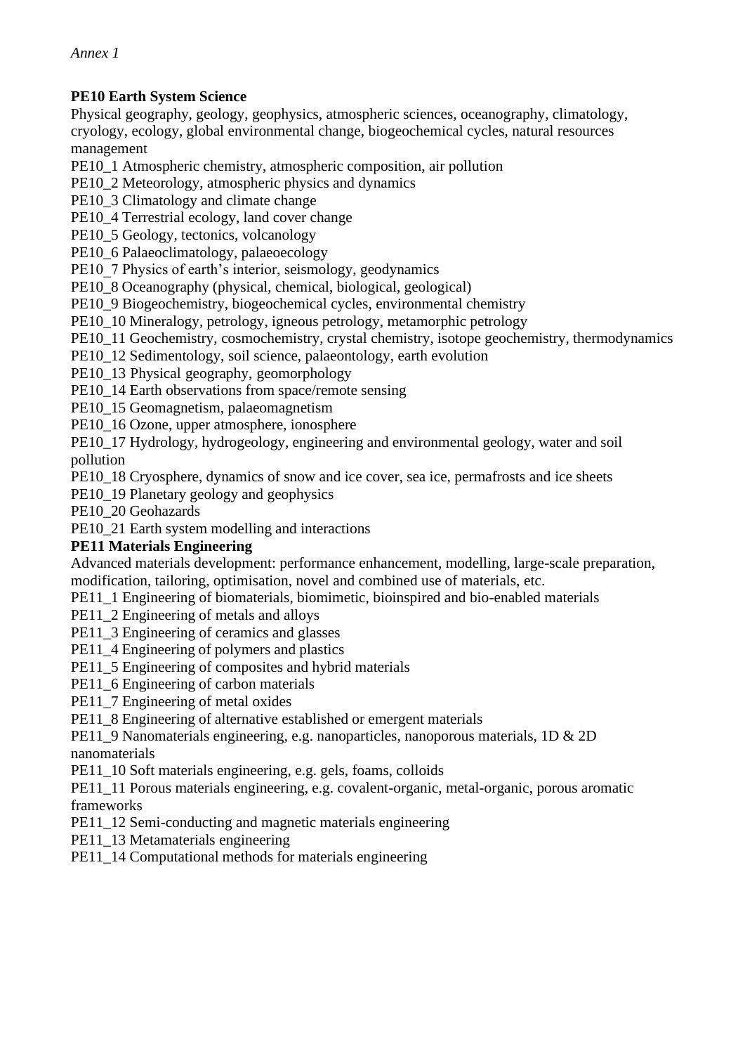*Annex 1*

**PE10 Earth System Science**

Physical geography, geology, geophysics, atmospheric sciences, oceanography, climatology, cryology, ecology, global environmental change, biogeochemical cycles, natural resources management

PE10_1 Atmospheric chemistry, atmospheric composition, air pollution
PE10_2 Meteorology, atmospheric physics and dynamics
PE10_3 Climatology and climate change
PE10_4 Terrestrial ecology, land cover change
PE10_5 Geology, tectonics, volcanology
PE10_6 Palaeoclimatology, palaeoecology
PE10_7 Physics of earth's interior, seismology, geodynamics
PE10_8 Oceanography (physical, chemical, biological, geological)
PE10_9 Biogeochemistry, biogeochemical cycles, environmental chemistry
PE10_10 Mineralogy, petrology, igneous petrology, metamorphic petrology
PE10_11 Geochemistry, cosmochemistry, crystal chemistry, isotope geochemistry, thermodynamics
PE10_12 Sedimentology, soil science, palaeontology, earth evolution
PE10_13 Physical geography, geomorphology
PE10_14 Earth observations from space/remote sensing
PE10_15 Geomagnetism, palaeomagnetism
PE10_16 Ozone, upper atmosphere, ionosphere
PE10_17 Hydrology, hydrogeology, engineering and environmental geology, water and soil pollution
PE10_18 Cryosphere, dynamics of snow and ice cover, sea ice, permafrosts and ice sheets
PE10_19 Planetary geology and geophysics
PE10_20 Geohazards
PE10_21 Earth system modelling and interactions

**PE11 Materials Engineering**

Advanced materials development: performance enhancement, modelling, large-scale preparation, modification, tailoring, optimisation, novel and combined use of materials, etc.

PE11_1 Engineering of biomaterials, biomimetic, bioinspired and bio-enabled materials
PE11_2 Engineering of metals and alloys
PE11_3 Engineering of ceramics and glasses
PE11_4 Engineering of polymers and plastics
PE11_5 Engineering of composites and hybrid materials
PE11_6 Engineering of carbon materials
PE11_7 Engineering of metal oxides
PE11_8 Engineering of alternative established or emergent materials
PE11_9 Nanomaterials engineering, e.g. nanoparticles, nanoporous materials, 1D & 2D nanomaterials
PE11_10 Soft materials engineering, e.g. gels, foams, colloids
PE11_11 Porous materials engineering, e.g. covalent-organic, metal-organic, porous aromatic frameworks
PE11_12 Semi-conducting and magnetic materials engineering
PE11_13 Metamaterials engineering
PE11_14 Computational methods for materials engineering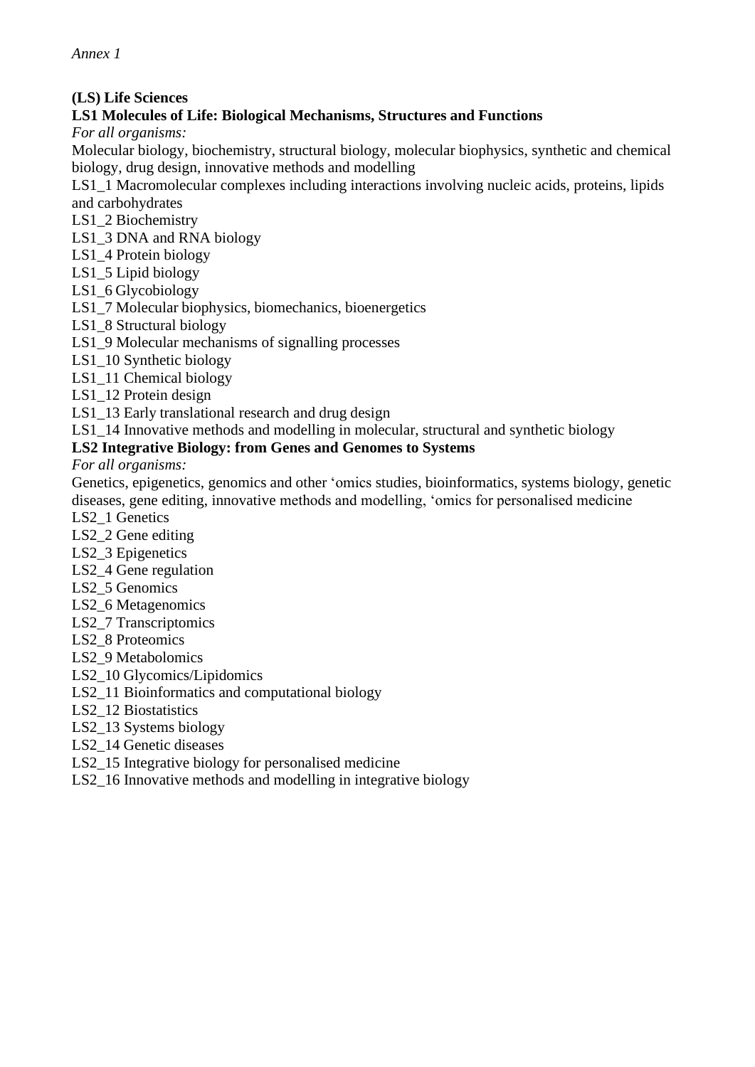*Annex 1*

**(LS) Life Sciences**

**LS1 Molecules of Life: Biological Mechanisms, Structures and Functions**

*For all organisms:*

Molecular biology, biochemistry, structural biology, molecular biophysics, synthetic and chemical biology, drug design, innovative methods and modelling

LS1_1 Macromolecular complexes including interactions involving nucleic acids, proteins, lipids and carbohydrates
LS1_2 Biochemistry
LS1_3 DNA and RNA biology
LS1_4 Protein biology
LS1_5 Lipid biology
LS1_6 Glycobiology
LS1_7 Molecular biophysics, biomechanics, bioenergetics
LS1_8 Structural biology
LS1_9 Molecular mechanisms of signalling processes
LS1_10 Synthetic biology
LS1_11 Chemical biology
LS1_12 Protein design
LS1_13 Early translational research and drug design
LS1_14 Innovative methods and modelling in molecular, structural and synthetic biology

**LS2 Integrative Biology: from Genes and Genomes to Systems**

*For all organisms:*

Genetics, epigenetics, genomics and other 'omics studies, bioinformatics, systems biology, genetic diseases, gene editing, innovative methods and modelling, 'omics for personalised medicine

LS2_1 Genetics
LS2_2 Gene editing
LS2_3 Epigenetics
LS2_4 Gene regulation
LS2_5 Genomics
LS2_6 Metagenomics
LS2_7 Transcriptomics
LS2_8 Proteomics
LS2_9 Metabolomics
LS2_10 Glycomics/Lipidomics
LS2_11 Bioinformatics and computational biology
LS2_12 Biostatistics
LS2_13 Systems biology
LS2_14 Genetic diseases
LS2_15 Integrative biology for personalised medicine
LS2_16 Innovative methods and modelling in integrative biology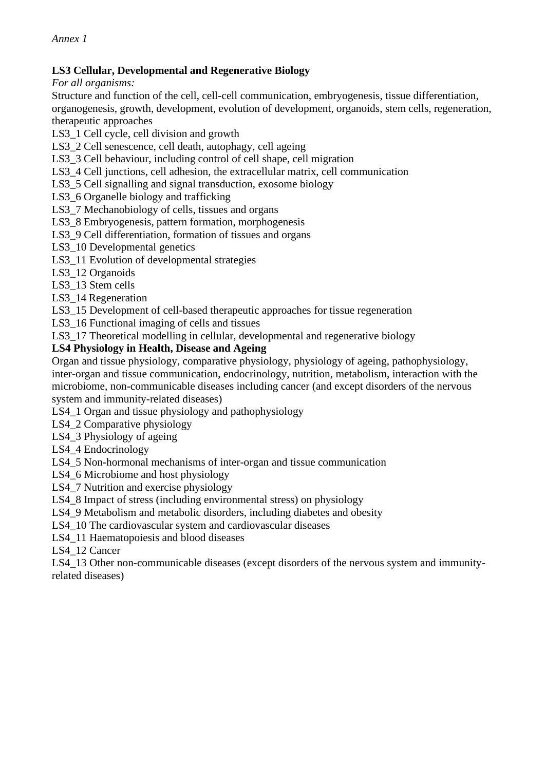*Annex 1*

**LS3 Cellular, Developmental and Regenerative Biology**

*For all organisms:*

Structure and function of the cell, cell-cell communication, embryogenesis, tissue differentiation, organogenesis, growth, development, evolution of development, organoids, stem cells, regeneration, therapeutic approaches

LS3_1 Cell cycle, cell division and growth
LS3_2 Cell senescence, cell death, autophagy, cell ageing
LS3_3 Cell behaviour, including control of cell shape, cell migration
LS3_4 Cell junctions, cell adhesion, the extracellular matrix, cell communication
LS3_5 Cell signalling and signal transduction, exosome biology
LS3_6 Organelle biology and trafficking
LS3_7 Mechanobiology of cells, tissues and organs
LS3_8 Embryogenesis, pattern formation, morphogenesis
LS3_9 Cell differentiation, formation of tissues and organs
LS3_10 Developmental genetics
LS3_11 Evolution of developmental strategies
LS3_12 Organoids
LS3_13 Stem cells
LS3_14 Regeneration
LS3_15 Development of cell-based therapeutic approaches for tissue regeneration
LS3_16 Functional imaging of cells and tissues
LS3_17 Theoretical modelling in cellular, developmental and regenerative biology

**LS4 Physiology in Health, Disease and Ageing**

Organ and tissue physiology, comparative physiology, physiology of ageing, pathophysiology, inter-organ and tissue communication, endocrinology, nutrition, metabolism, interaction with the microbiome, non-communicable diseases including cancer (and except disorders of the nervous system and immunity-related diseases)

LS4_1 Organ and tissue physiology and pathophysiology
LS4_2 Comparative physiology
LS4_3 Physiology of ageing
LS4_4 Endocrinology
LS4_5 Non-hormonal mechanisms of inter-organ and tissue communication
LS4_6 Microbiome and host physiology
LS4_7 Nutrition and exercise physiology
LS4_8 Impact of stress (including environmental stress) on physiology
LS4_9 Metabolism and metabolic disorders, including diabetes and obesity
LS4_10 The cardiovascular system and cardiovascular diseases
LS4_11 Haematopoiesis and blood diseases
LS4_12 Cancer
LS4_13 Other non-communicable diseases (except disorders of the nervous system and immunity-related diseases)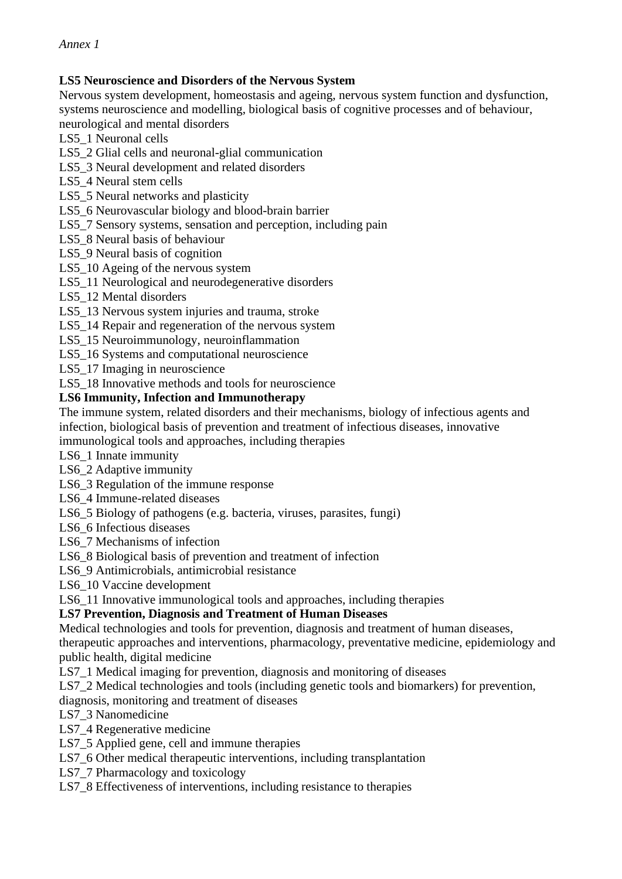*Annex 1*

**LS5 Neuroscience and Disorders of the Nervous System**

Nervous system development, homeostasis and ageing, nervous system function and dysfunction, systems neuroscience and modelling, biological basis of cognitive processes and of behaviour, neurological and mental disorders

LS5_1 Neuronal cells

LS5_2 Glial cells and neuronal-glial communication

LS5_3 Neural development and related disorders

LS5_4 Neural stem cells

LS5_5 Neural networks and plasticity

LS5_6 Neurovascular biology and blood-brain barrier

LS5_7 Sensory systems, sensation and perception, including pain

LS5_8 Neural basis of behaviour

LS5_9 Neural basis of cognition

LS5_10 Ageing of the nervous system

LS5_11 Neurological and neurodegenerative disorders

LS5_12 Mental disorders

LS5_13 Nervous system injuries and trauma, stroke

LS5_14 Repair and regeneration of the nervous system

LS5_15 Neuroimmunology, neuroinflammation

LS5_16 Systems and computational neuroscience

LS5_17 Imaging in neuroscience

LS5_18 Innovative methods and tools for neuroscience

**LS6 Immunity, Infection and Immunotherapy**

The immune system, related disorders and their mechanisms, biology of infectious agents and infection, biological basis of prevention and treatment of infectious diseases, innovative immunological tools and approaches, including therapies

LS6_1 Innate immunity

LS6_2 Adaptive immunity

LS6_3 Regulation of the immune response

LS6_4 Immune-related diseases

LS6_5 Biology of pathogens (e.g. bacteria, viruses, parasites, fungi)

LS6_6 Infectious diseases

LS6_7 Mechanisms of infection

LS6_8 Biological basis of prevention and treatment of infection

LS6_9 Antimicrobials, antimicrobial resistance

LS6_10 Vaccine development

LS6_11 Innovative immunological tools and approaches, including therapies

**LS7 Prevention, Diagnosis and Treatment of Human Diseases**

Medical technologies and tools for prevention, diagnosis and treatment of human diseases, therapeutic approaches and interventions, pharmacology, preventative medicine, epidemiology and public health, digital medicine

LS7_1 Medical imaging for prevention, diagnosis and monitoring of diseases

LS7_2 Medical technologies and tools (including genetic tools and biomarkers) for prevention, diagnosis, monitoring and treatment of diseases

LS7_3 Nanomedicine

LS7_4 Regenerative medicine

LS7_5 Applied gene, cell and immune therapies

LS7_6 Other medical therapeutic interventions, including transplantation

LS7_7 Pharmacology and toxicology

LS7_8 Effectiveness of interventions, including resistance to therapies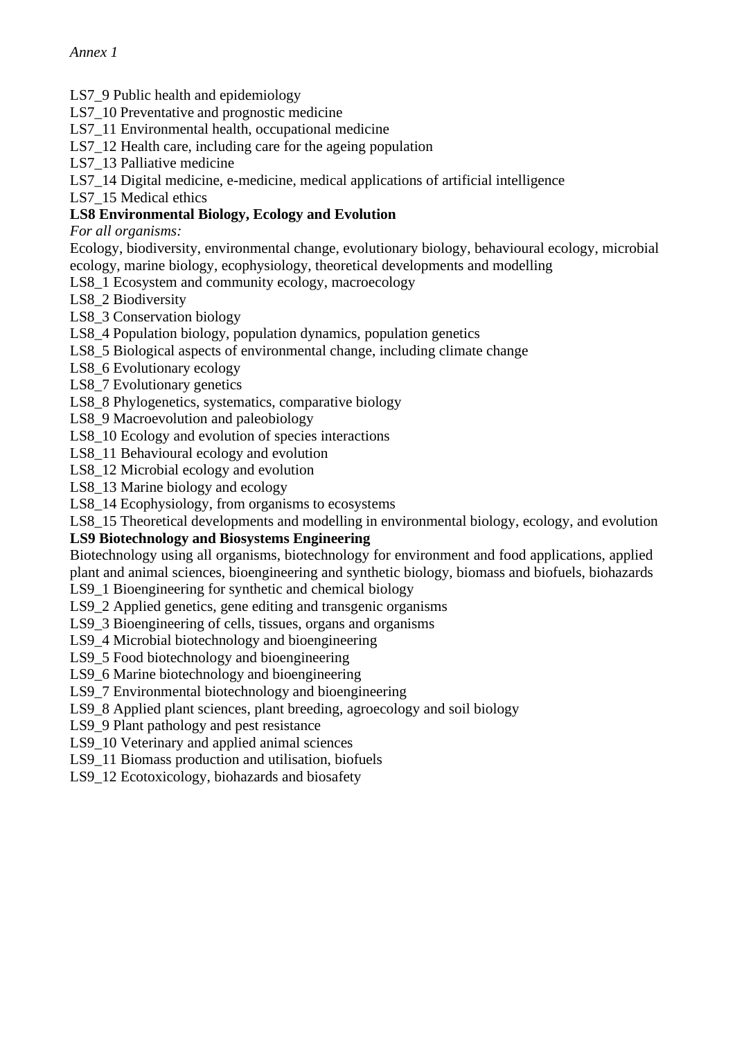*Annex 1*

LS7_9 Public health and epidemiology
LS7_10 Preventative and prognostic medicine
LS7_11 Environmental health, occupational medicine
LS7_12 Health care, including care for the ageing population
LS7_13 Palliative medicine
LS7_14 Digital medicine, e-medicine, medical applications of artificial intelligence
LS7_15 Medical ethics

**LS8 Environmental Biology, Ecology and Evolution**

*For all organisms:*

Ecology, biodiversity, environmental change, evolutionary biology, behavioural ecology, microbial ecology, marine biology, ecophysiology, theoretical developments and modelling

LS8_1 Ecosystem and community ecology, macroecology
LS8_2 Biodiversity
LS8_3 Conservation biology
LS8_4 Population biology, population dynamics, population genetics
LS8_5 Biological aspects of environmental change, including climate change
LS8_6 Evolutionary ecology
LS8_7 Evolutionary genetics
LS8_8 Phylogenetics, systematics, comparative biology
LS8_9 Macroevolution and paleobiology
LS8_10 Ecology and evolution of species interactions
LS8_11 Behavioural ecology and evolution
LS8_12 Microbial ecology and evolution
LS8_13 Marine biology and ecology
LS8_14 Ecophysiology, from organisms to ecosystems
LS8_15 Theoretical developments and modelling in environmental biology, ecology, and evolution

**LS9 Biotechnology and Biosystems Engineering**

Biotechnology using all organisms, biotechnology for environment and food applications, applied plant and animal sciences, bioengineering and synthetic biology, biomass and biofuels, biohazards

LS9_1 Bioengineering for synthetic and chemical biology
LS9_2 Applied genetics, gene editing and transgenic organisms
LS9_3 Bioengineering of cells, tissues, organs and organisms
LS9_4 Microbial biotechnology and bioengineering
LS9_5 Food biotechnology and bioengineering
LS9_6 Marine biotechnology and bioengineering
LS9_7 Environmental biotechnology and bioengineering
LS9_8 Applied plant sciences, plant breeding, agroecology and soil biology
LS9_9 Plant pathology and pest resistance
LS9_10 Veterinary and applied animal sciences
LS9_11 Biomass production and utilisation, biofuels
LS9_12 Ecotoxicology, biohazards and biosafety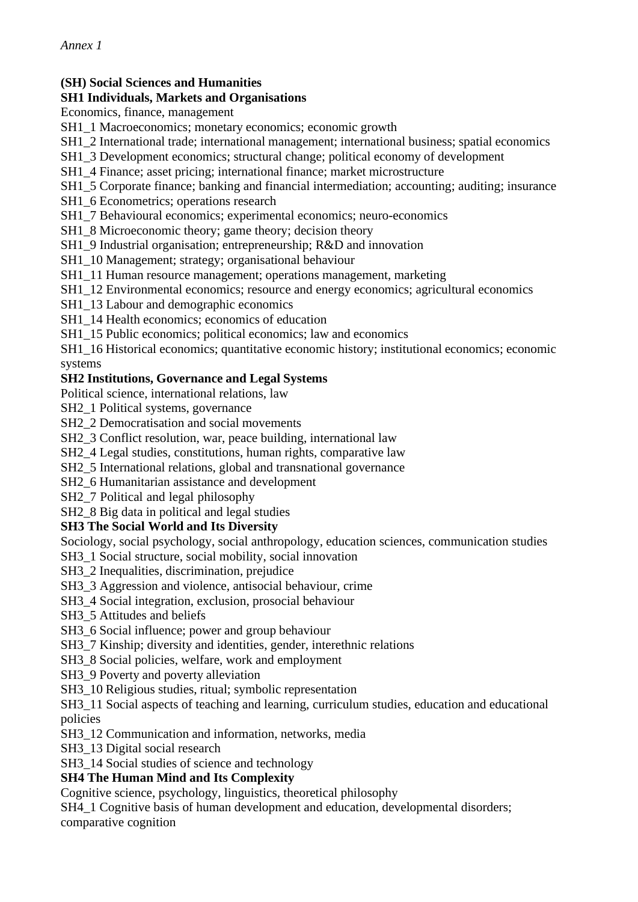*Annex 1*

**(SH) Social Sciences and Humanities**

**SH1 Individuals, Markets and Organisations**

Economics, finance, management

SH1_1 Macroeconomics; monetary economics; economic growth

SH1_2 International trade; international management; international business; spatial economics

SH1_3 Development economics; structural change; political economy of development

SH1_4 Finance; asset pricing; international finance; market microstructure

SH1_5 Corporate finance; banking and financial intermediation; accounting; auditing; insurance

SH1_6 Econometrics; operations research

SH1_7 Behavioural economics; experimental economics; neuro-economics

SH1_8 Microeconomic theory; game theory; decision theory

SH1_9 Industrial organisation; entrepreneurship; R&D and innovation

SH1_10 Management; strategy; organisational behaviour

SH1_11 Human resource management; operations management, marketing

SH1_12 Environmental economics; resource and energy economics; agricultural economics

SH1_13 Labour and demographic economics

SH1_14 Health economics; economics of education

SH1_15 Public economics; political economics; law and economics

SH1_16 Historical economics; quantitative economic history; institutional economics; economic systems

**SH2 Institutions, Governance and Legal Systems**

Political science, international relations, law

SH2_1 Political systems, governance

SH2_2 Democratisation and social movements

SH2_3 Conflict resolution, war, peace building, international law

SH2_4 Legal studies, constitutions, human rights, comparative law

SH2_5 International relations, global and transnational governance

SH2_6 Humanitarian assistance and development

SH2_7 Political and legal philosophy

SH2_8 Big data in political and legal studies

**SH3 The Social World and Its Diversity**

Sociology, social psychology, social anthropology, education sciences, communication studies

SH3_1 Social structure, social mobility, social innovation

SH3_2 Inequalities, discrimination, prejudice

SH3_3 Aggression and violence, antisocial behaviour, crime

SH3_4 Social integration, exclusion, prosocial behaviour

SH3_5 Attitudes and beliefs

SH3_6 Social influence; power and group behaviour

SH3_7 Kinship; diversity and identities, gender, interethnic relations

SH3_8 Social policies, welfare, work and employment

SH3_9 Poverty and poverty alleviation

SH3_10 Religious studies, ritual; symbolic representation

SH3_11 Social aspects of teaching and learning, curriculum studies, education and educational policies

SH3_12 Communication and information, networks, media

SH3_13 Digital social research

SH3_14 Social studies of science and technology

**SH4 The Human Mind and Its Complexity**

Cognitive science, psychology, linguistics, theoretical philosophy

SH4_1 Cognitive basis of human development and education, developmental disorders; comparative cognition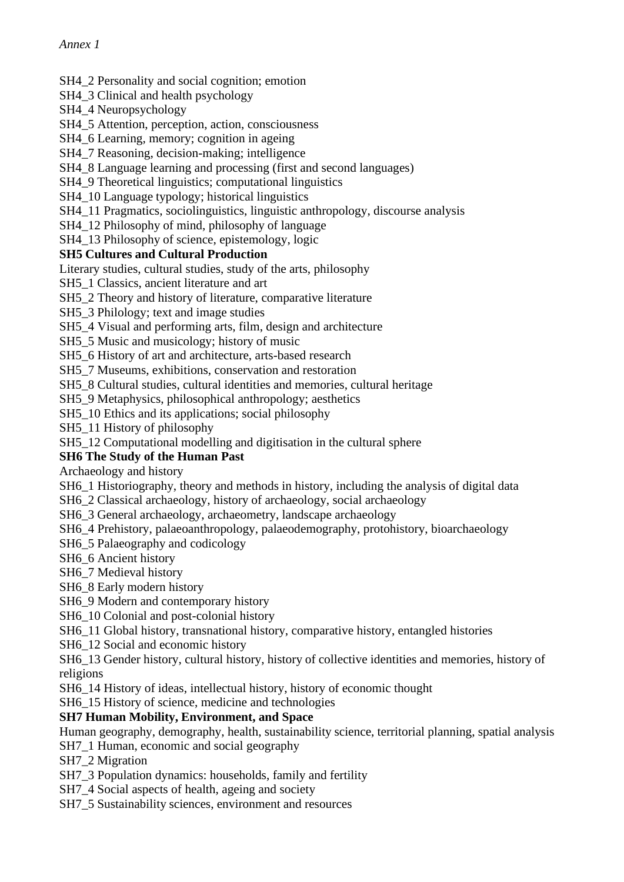*Annex 1*

SH4_2 Personality and social cognition; emotion
SH4_3 Clinical and health psychology
SH4_4 Neuropsychology
SH4_5 Attention, perception, action, consciousness
SH4_6 Learning, memory; cognition in ageing
SH4_7 Reasoning, decision-making; intelligence
SH4_8 Language learning and processing (first and second languages)
SH4_9 Theoretical linguistics; computational linguistics
SH4_10 Language typology; historical linguistics
SH4_11 Pragmatics, sociolinguistics, linguistic anthropology, discourse analysis
SH4_12 Philosophy of mind, philosophy of language
SH4_13 Philosophy of science, epistemology, logic

**SH5 Cultures and Cultural Production**

Literary studies, cultural studies, study of the arts, philosophy
SH5_1 Classics, ancient literature and art
SH5_2 Theory and history of literature, comparative literature
SH5_3 Philology; text and image studies
SH5_4 Visual and performing arts, film, design and architecture
SH5_5 Music and musicology; history of music
SH5_6 History of art and architecture, arts-based research
SH5_7 Museums, exhibitions, conservation and restoration
SH5_8 Cultural studies, cultural identities and memories, cultural heritage
SH5_9 Metaphysics, philosophical anthropology; aesthetics
SH5_10 Ethics and its applications; social philosophy
SH5_11 History of philosophy
SH5_12 Computational modelling and digitisation in the cultural sphere

**SH6 The Study of the Human Past**

Archaeology and history
SH6_1 Historiography, theory and methods in history, including the analysis of digital data
SH6_2 Classical archaeology, history of archaeology, social archaeology
SH6_3 General archaeology, archaeometry, landscape archaeology
SH6_4 Prehistory, palaeoanthropology, palaeodemography, protohistory, bioarchaeology
SH6_5 Palaeography and codicology
SH6_6 Ancient history
SH6_7 Medieval history
SH6_8 Early modern history
SH6_9 Modern and contemporary history
SH6_10 Colonial and post-colonial history
SH6_11 Global history, transnational history, comparative history, entangled histories
SH6_12 Social and economic history
SH6_13 Gender history, cultural history, history of collective identities and memories, history of religions
SH6_14 History of ideas, intellectual history, history of economic thought
SH6_15 History of science, medicine and technologies

**SH7 Human Mobility, Environment, and Space**

Human geography, demography, health, sustainability science, territorial planning, spatial analysis
SH7_1 Human, economic and social geography
SH7_2 Migration
SH7_3 Population dynamics: households, family and fertility
SH7_4 Social aspects of health, ageing and society
SH7_5 Sustainability sciences, environment and resources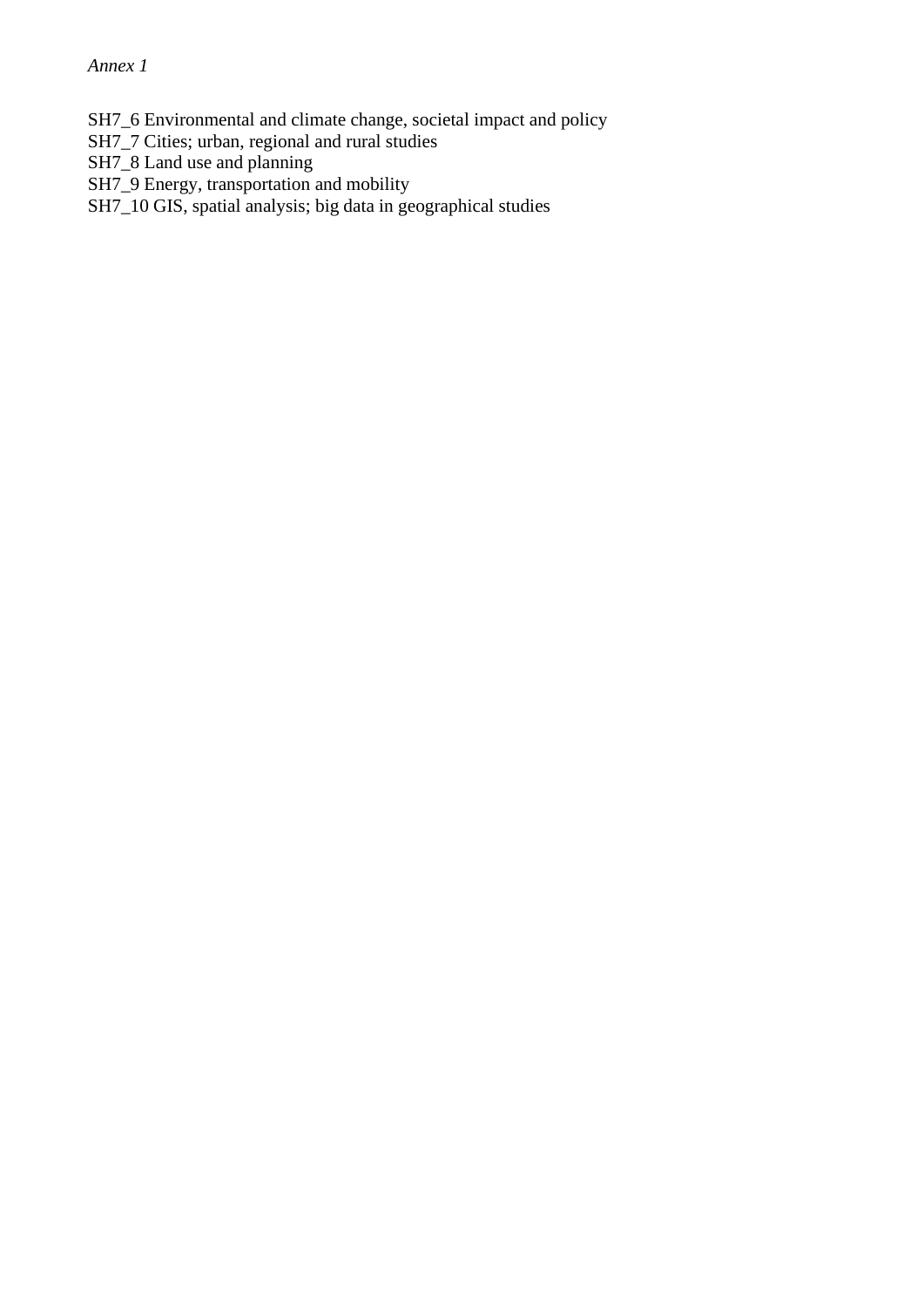*Annex 1*

SH7_6 Environmental and climate change, societal impact and policy
SH7_7 Cities; urban, regional and rural studies
SH7_8 Land use and planning
SH7_9 Energy, transportation and mobility
SH7_10 GIS, spatial analysis; big data in geographical studies